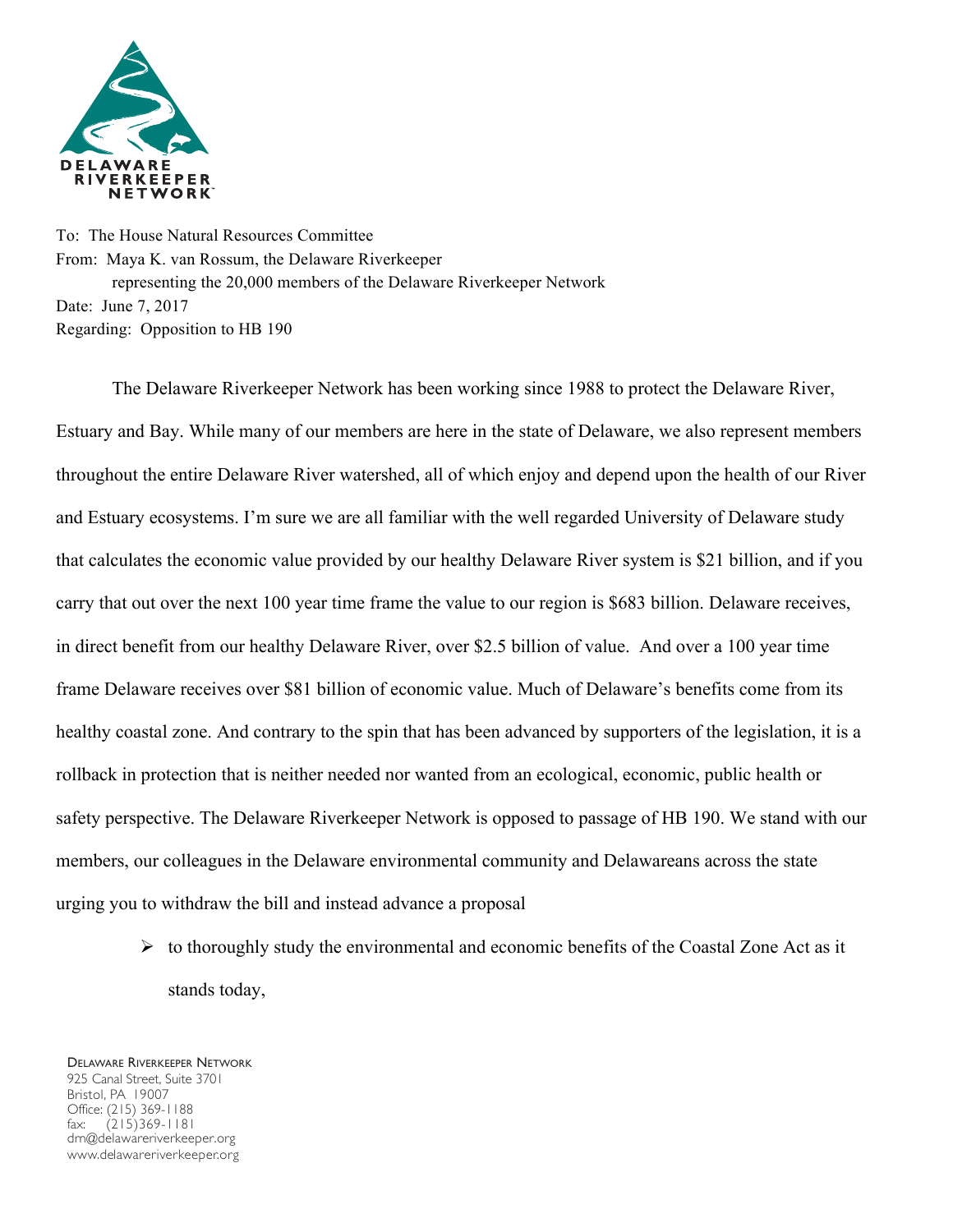DELAWARE RIVERKEEPER NETWORK

To: The House Natural Resources Committee
From: Maya K. van Rossum, the Delaware Riverkeeper
representing the 20,000 members of the Delaware Riverkeeper Network
Date: June 7, 2017
Regarding: Opposition to HB 190

The Delaware Riverkeeper Network has been working since 1988 to protect the Delaware River, Estuary and Bay. While many of our members are here in the state of Delaware, we also represent members throughout the entire Delaware River watershed, all of which enjoy and depend upon the health of our River and Estuary ecosystems. I'm sure we are all familiar with the well regarded University of Delaware study that calculates the economic value provided by our healthy Delaware River system is $21 billion, and if you carry that out over the next 100 year time frame the value to our region is $683 billion. Delaware receives, in direct benefit from our healthy Delaware River, over $2.5 billion of value. And over a 100 year time frame Delaware receives over $81 billion of economic value. Much of Delaware's benefits come from its healthy coastal zone. And contrary to the spin that has been advanced by supporters of the legislation, it is a rollback in protection that is neither needed nor wanted from an ecological, economic, public health or safety perspective. The Delaware Riverkeeper Network is opposed to passage of HB 190. We stand with our members, our colleagues in the Delaware environmental community and Delawareans across the state urging you to withdraw the bill and instead advance a proposal

- to thoroughly study the environmental and economic benefits of the Coastal Zone Act as it stands today,

DELAWARE RIVERKEEPER NETWORK
925 Canal Street, Suite 3701
Bristol, PA 19007
Office: (215) 369-1188
fax: (215)369-1181
drn@delawareriverkeeper.org
www.delawareriverkeeper.org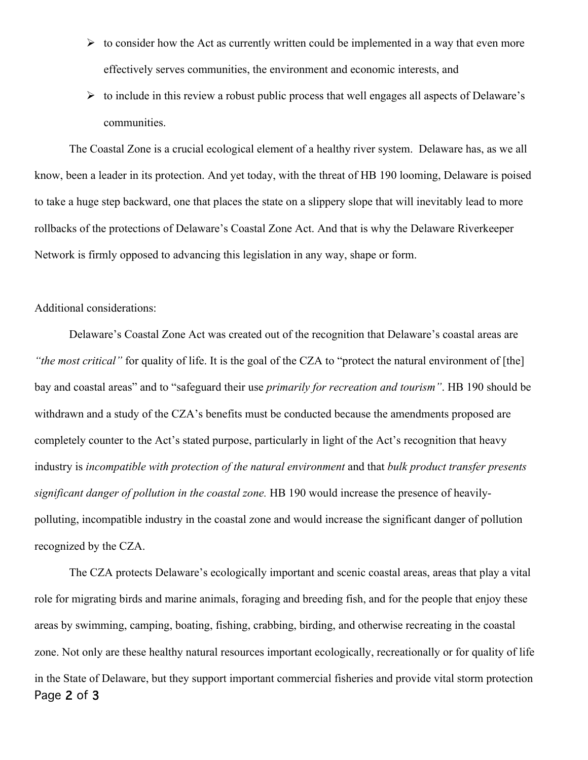- to consider how the Act as currently written could be implemented in a way that even more effectively serves communities, the environment and economic interests, and
- to include in this review a robust public process that well engages all aspects of Delaware's communities.

The Coastal Zone is a crucial ecological element of a healthy river system. Delaware has, as we all know, been a leader in its protection. And yet today, with the threat of HB 190 looming, Delaware is poised to take a huge step backward, one that places the state on a slippery slope that will inevitably lead to more rollbacks of the protections of Delaware's Coastal Zone Act. And that is why the Delaware Riverkeeper Network is firmly opposed to advancing this legislation in any way, shape or form.

Additional considerations:

Delaware's Coastal Zone Act was created out of the recognition that Delaware's coastal areas are *"the most critical"* for quality of life. It is the goal of the CZA to "protect the natural environment of [the] bay and coastal areas" and to "safeguard their use *primarily for recreation and tourism"*. HB 190 should be withdrawn and a study of the CZA's benefits must be conducted because the amendments proposed are completely counter to the Act's stated purpose, particularly in light of the Act's recognition that heavy industry is *incompatible with protection of the natural environment* and that *bulk product transfer presents significant danger of pollution in the coastal zone.* HB 190 would increase the presence of heavily-polluting, incompatible industry in the coastal zone and would increase the significant danger of pollution recognized by the CZA.

The CZA protects Delaware's ecologically important and scenic coastal areas, areas that play a vital role for migrating birds and marine animals, foraging and breeding fish, and for the people that enjoy these areas by swimming, camping, boating, fishing, crabbing, birding, and otherwise recreating in the coastal zone. Not only are these healthy natural resources important ecologically, recreationally or for quality of life in the State of Delaware, but they support important commercial fisheries and provide vital storm protection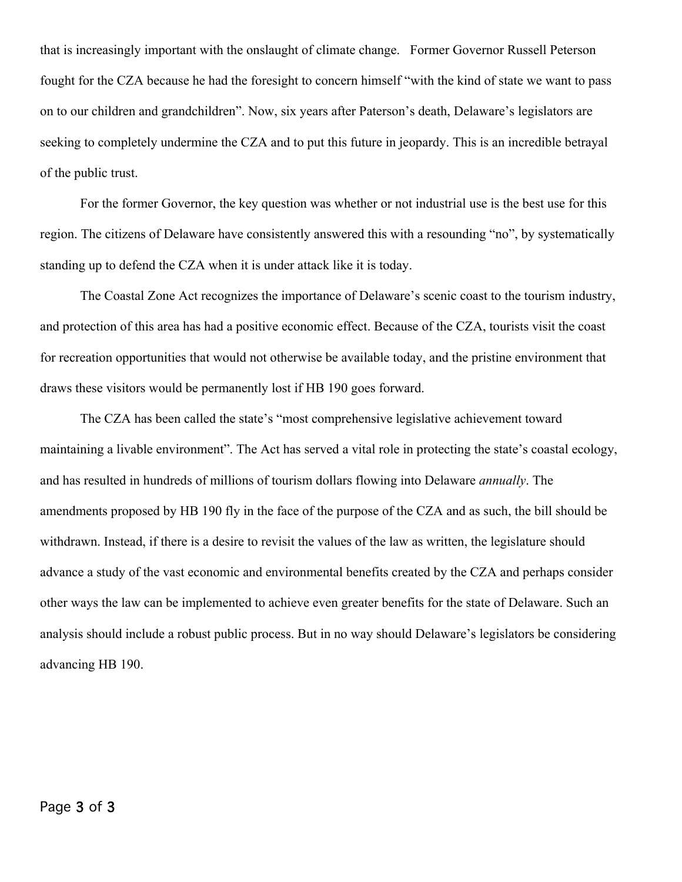that is increasingly important with the onslaught of climate change. Former Governor Russell Peterson fought for the CZA because he had the foresight to concern himself "with the kind of state we want to pass on to our children and grandchildren". Now, six years after Paterson's death, Delaware's legislators are seeking to completely undermine the CZA and to put this future in jeopardy. This is an incredible betrayal of the public trust.

For the former Governor, the key question was whether or not industrial use is the best use for this region. The citizens of Delaware have consistently answered this with a resounding "no", by systematically standing up to defend the CZA when it is under attack like it is today.

The Coastal Zone Act recognizes the importance of Delaware's scenic coast to the tourism industry, and protection of this area has had a positive economic effect. Because of the CZA, tourists visit the coast for recreation opportunities that would not otherwise be available today, and the pristine environment that draws these visitors would be permanently lost if HB 190 goes forward.

The CZA has been called the state's "most comprehensive legislative achievement toward maintaining a livable environment". The Act has served a vital role in protecting the state's coastal ecology, and has resulted in hundreds of millions of tourism dollars flowing into Delaware *annually*. The amendments proposed by HB 190 fly in the face of the purpose of the CZA and as such, the bill should be withdrawn. Instead, if there is a desire to revisit the values of the law as written, the legislature should advance a study of the vast economic and environmental benefits created by the CZA and perhaps consider other ways the law can be implemented to achieve even greater benefits for the state of Delaware. Such an analysis should include a robust public process. But in no way should Delaware's legislators be considering advancing HB 190.